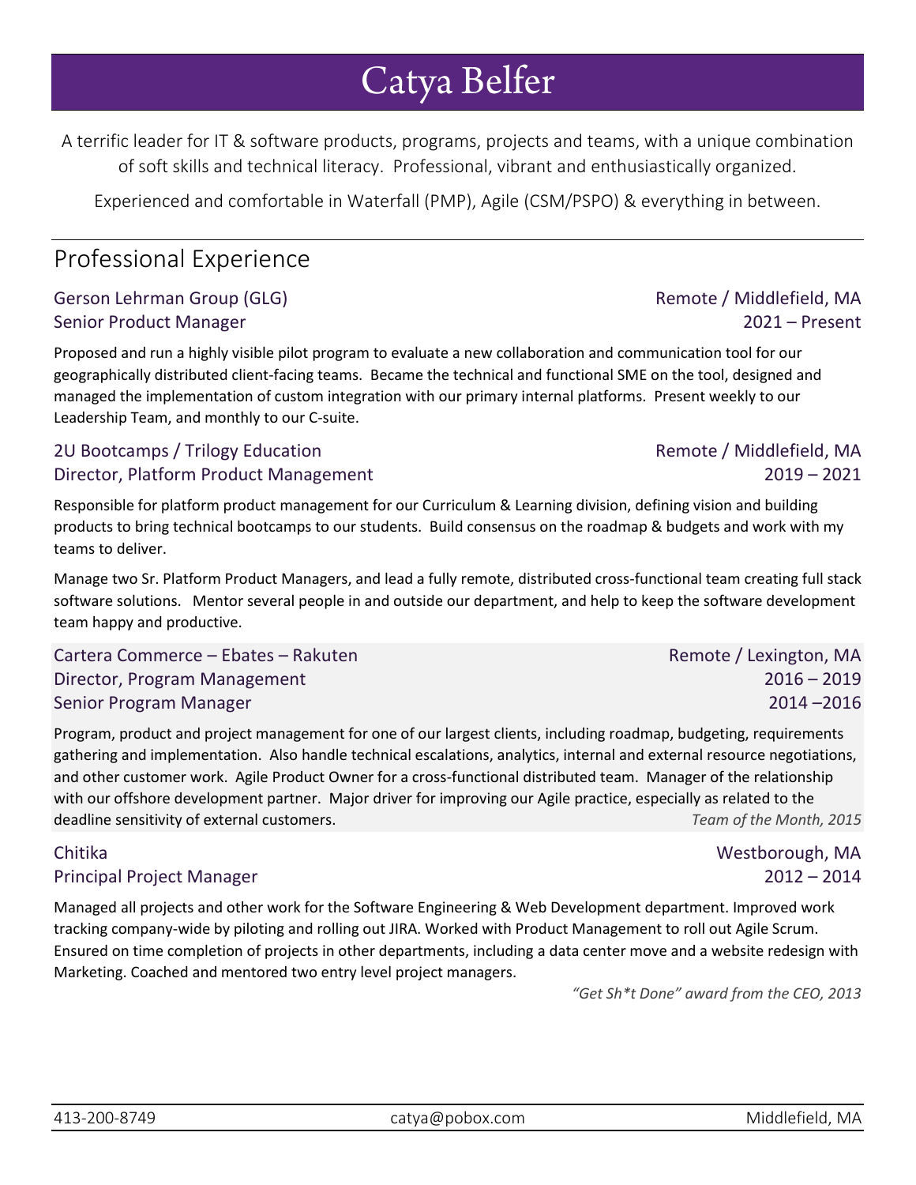# Catya Belfer

A terrific leader for IT & software products, programs, projects and teams, with a unique combination of soft skills and technical literacy. Professional, vibrant and enthusiastically organized.

Experienced and comfortable in Waterfall (PMP), Agile (CSM/PSPO) & everything in between.

## Professional Experience

### Gerson Lehrman Group (GLG) — Remote / Middlefield, MA
**Senior Product Manager** — 2021 – Present

Proposed and run a highly visible pilot program to evaluate a new collaboration and communication tool for our geographically distributed client-facing teams. Became the technical and functional SME on the tool, designed and managed the implementation of custom integration with our primary internal platforms. Present weekly to our Leadership Team, and monthly to our C-suite.

### 2U Bootcamps / Trilogy Education — Remote / Middlefield, MA
**Director, Platform Product Management** — 2019 – 2021

Responsible for platform product management for our Curriculum & Learning division, defining vision and building products to bring technical bootcamps to our students. Build consensus on the roadmap & budgets and work with my teams to deliver.

Manage two Sr. Platform Product Managers, and lead a fully remote, distributed cross-functional team creating full stack software solutions. Mentor several people in and outside our department, and help to keep the software development team happy and productive.

### Cartera Commerce – Ebates – Rakuten — Remote / Lexington, MA
**Director, Program Management** — 2016 – 2019
**Senior Program Manager** — 2014 –2016

Program, product and project management for one of our largest clients, including roadmap, budgeting, requirements gathering and implementation. Also handle technical escalations, analytics, internal and external resource negotiations, and other customer work. Agile Product Owner for a cross-functional distributed team. Manager of the relationship with our offshore development partner. Major driver for improving our Agile practice, especially as related to the deadline sensitivity of external customers.

*Team of the Month, 2015*

### Chitika — Westborough, MA
**Principal Project Manager** — 2012 – 2014

Managed all projects and other work for the Software Engineering & Web Development department. Improved work tracking company-wide by piloting and rolling out JIRA. Worked with Product Management to roll out Agile Scrum. Ensured on time completion of projects in other departments, including a data center move and a website redesign with Marketing. Coached and mentored two entry level project managers.

*"Get Sh*t Done" award from the CEO, 2013*

413-200-8749 | catya@pobox.com | Middlefield, MA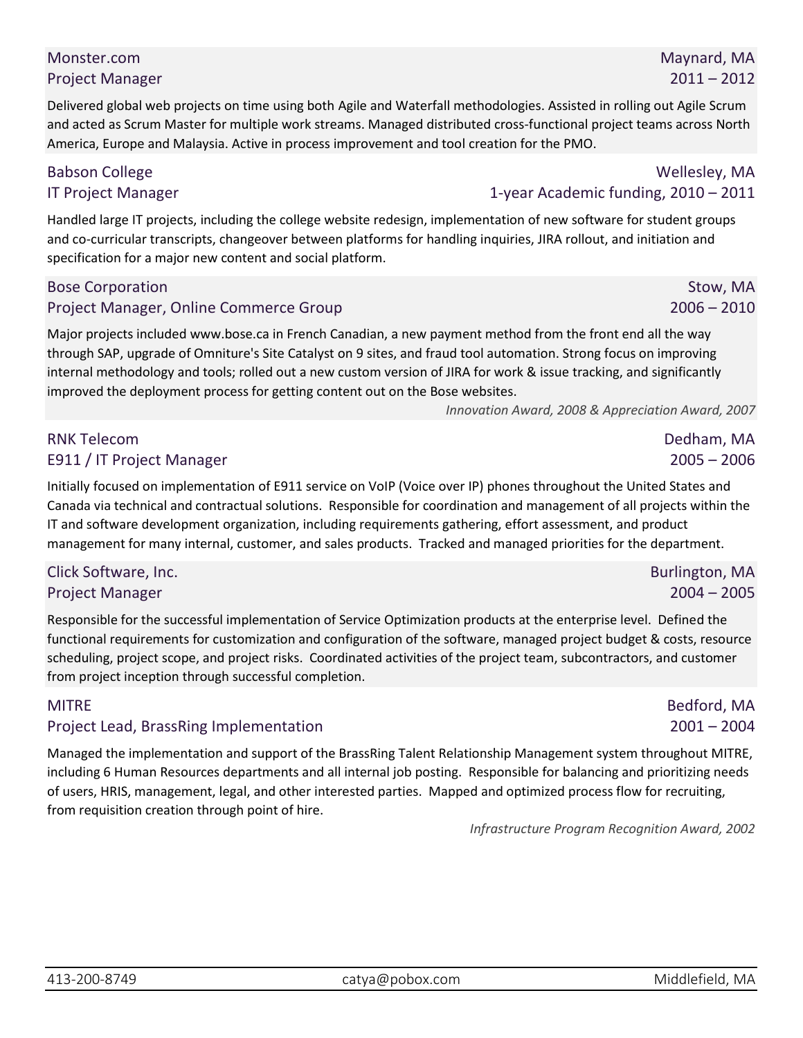### Monster.com — Maynard, MA
**Project Manager** — 2011 – 2012

Delivered global web projects on time using both Agile and Waterfall methodologies. Assisted in rolling out Agile Scrum and acted as Scrum Master for multiple work streams. Managed distributed cross-functional project teams across North America, Europe and Malaysia. Active in process improvement and tool creation for the PMO.

### Babson College — Wellesley, MA
**IT Project Manager** — 1-year Academic funding, 2010 – 2011

Handled large IT projects, including the college website redesign, implementation of new software for student groups and co-curricular transcripts, changeover between platforms for handling inquiries, JIRA rollout, and initiation and specification for a major new content and social platform.

### Bose Corporation — Stow, MA
**Project Manager, Online Commerce Group** — 2006 – 2010

Major projects included www.bose.ca in French Canadian, a new payment method from the front end all the way through SAP, upgrade of Omniture's Site Catalyst on 9 sites, and fraud tool automation. Strong focus on improving internal methodology and tools; rolled out a new custom version of JIRA for work & issue tracking, and significantly improved the deployment process for getting content out on the Bose websites.

*Innovation Award, 2008 & Appreciation Award, 2007*

### RNK Telecom — Dedham, MA
**E911 / IT Project Manager** — 2005 – 2006

Initially focused on implementation of E911 service on VoIP (Voice over IP) phones throughout the United States and Canada via technical and contractual solutions. Responsible for coordination and management of all projects within the IT and software development organization, including requirements gathering, effort assessment, and product management for many internal, customer, and sales products. Tracked and managed priorities for the department.

### Click Software, Inc. — Burlington, MA
**Project Manager** — 2004 – 2005

Responsible for the successful implementation of Service Optimization products at the enterprise level. Defined the functional requirements for customization and configuration of the software, managed project budget & costs, resource scheduling, project scope, and project risks. Coordinated activities of the project team, subcontractors, and customer from project inception through successful completion.

### MITRE — Bedford, MA
**Project Lead, BrassRing Implementation** — 2001 – 2004

Managed the implementation and support of the BrassRing Talent Relationship Management system throughout MITRE, including 6 Human Resources departments and all internal job posting. Responsible for balancing and prioritizing needs of users, HRIS, management, legal, and other interested parties. Mapped and optimized process flow for recruiting, from requisition creation through point of hire.

*Infrastructure Program Recognition Award, 2002*

413-200-8749 | catya@pobox.com | Middlefield, MA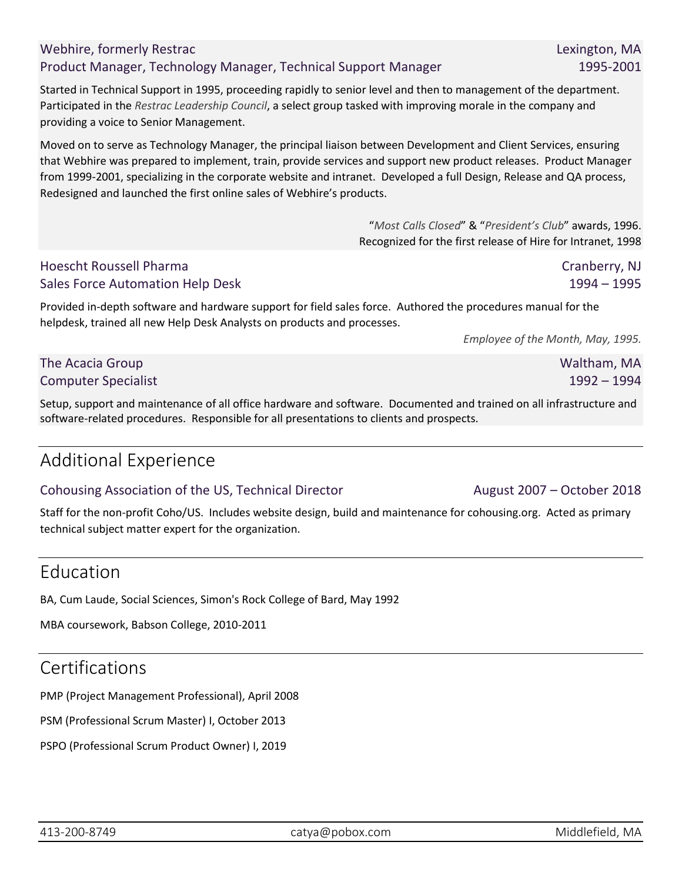### Webhire, formerly Restrac — Lexington, MA
**Product Manager, Technology Manager, Technical Support Manager** — 1995-2001

Started in Technical Support in 1995, proceeding rapidly to senior level and then to management of the department. Participated in the *Restrac Leadership Council*, a select group tasked with improving morale in the company and providing a voice to Senior Management.

Moved on to serve as Technology Manager, the principal liaison between Development and Client Services, ensuring that Webhire was prepared to implement, train, provide services and support new product releases. Product Manager from 1999-2001, specializing in the corporate website and intranet. Developed a full Design, Release and QA process, Redesigned and launched the first online sales of Webhire's products.

"*Most Calls Closed*" & "*President's Club*" awards, 1996.
Recognized for the first release of Hire for Intranet, 1998

### Hoescht Roussell Pharma — Cranberry, NJ
**Sales Force Automation Help Desk** — 1994 – 1995

Provided in-depth software and hardware support for field sales force. Authored the procedures manual for the helpdesk, trained all new Help Desk Analysts on products and processes.

*Employee of the Month, May, 1995.*

### The Acacia Group — Waltham, MA
**Computer Specialist** — 1992 – 1994

Setup, support and maintenance of all office hardware and software. Documented and trained on all infrastructure and software-related procedures. Responsible for all presentations to clients and prospects.

## Additional Experience

### Cohousing Association of the US, Technical Director — August 2007 – October 2018

Staff for the non-profit Coho/US. Includes website design, build and maintenance for cohousing.org. Acted as primary technical subject matter expert for the organization.

## Education

BA, Cum Laude, Social Sciences, Simon's Rock College of Bard, May 1992

MBA coursework, Babson College, 2010-2011

## Certifications

PMP (Project Management Professional), April 2008

PSM (Professional Scrum Master) I, October 2013

PSPO (Professional Scrum Product Owner) I, 2019

413-200-8749 | catya@pobox.com | Middlefield, MA